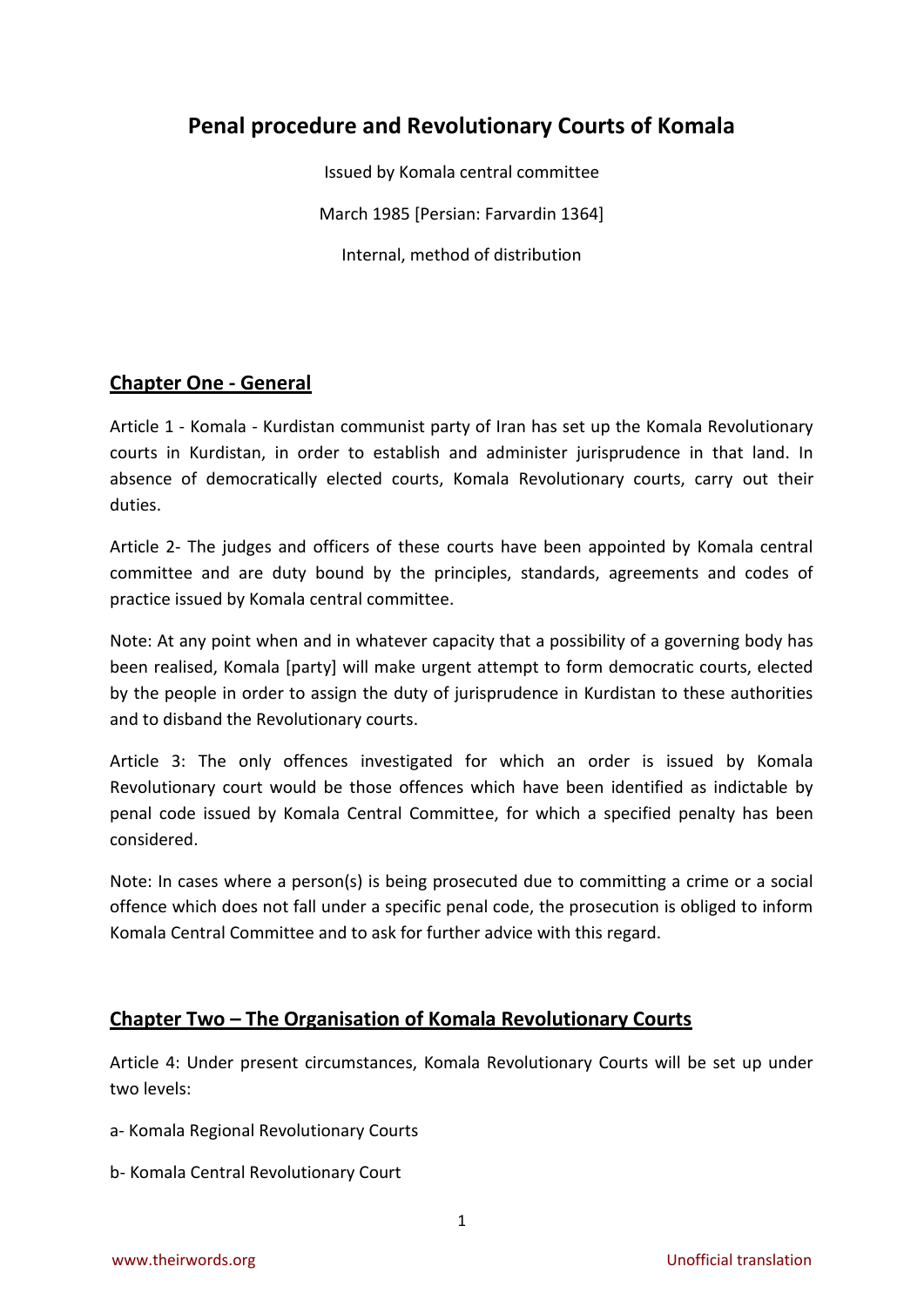# Penal procedure and Revolutionary Courts of Komala

Issued by Komala central committee

March 1985 [Persian: Farvardin 1364]

Internal, method of distribution

## Chapter One - General

Article 1 - Komala - Kurdistan communist party of Iran has set up the Komala Revolutionary courts in Kurdistan, in order to establish and administer jurisprudence in that land. In absence of democratically elected courts, Komala Revolutionary courts, carry out their duties.

Article 2- The judges and officers of these courts have been appointed by Komala central committee and are duty bound by the principles, standards, agreements and codes of practice issued by Komala central committee.

Note: At any point when and in whatever capacity that a possibility of a governing body has been realised, Komala [party] will make urgent attempt to form democratic courts, elected by the people in order to assign the duty of jurisprudence in Kurdistan to these authorities and to disband the Revolutionary courts.

Article 3: The only offences investigated for which an order is issued by Komala Revolutionary court would be those offences which have been identified as indictable by penal code issued by Komala Central Committee, for which a specified penalty has been considered.

Note: In cases where a person(s) is being prosecuted due to committing a crime or a social offence which does not fall under a specific penal code, the prosecution is obliged to inform Komala Central Committee and to ask for further advice with this regard.

## Chapter Two – The Organisation of Komala Revolutionary Courts

Article 4: Under present circumstances, Komala Revolutionary Courts will be set up under two levels:

a- Komala Regional Revolutionary Courts

b- Komala Central Revolutionary Court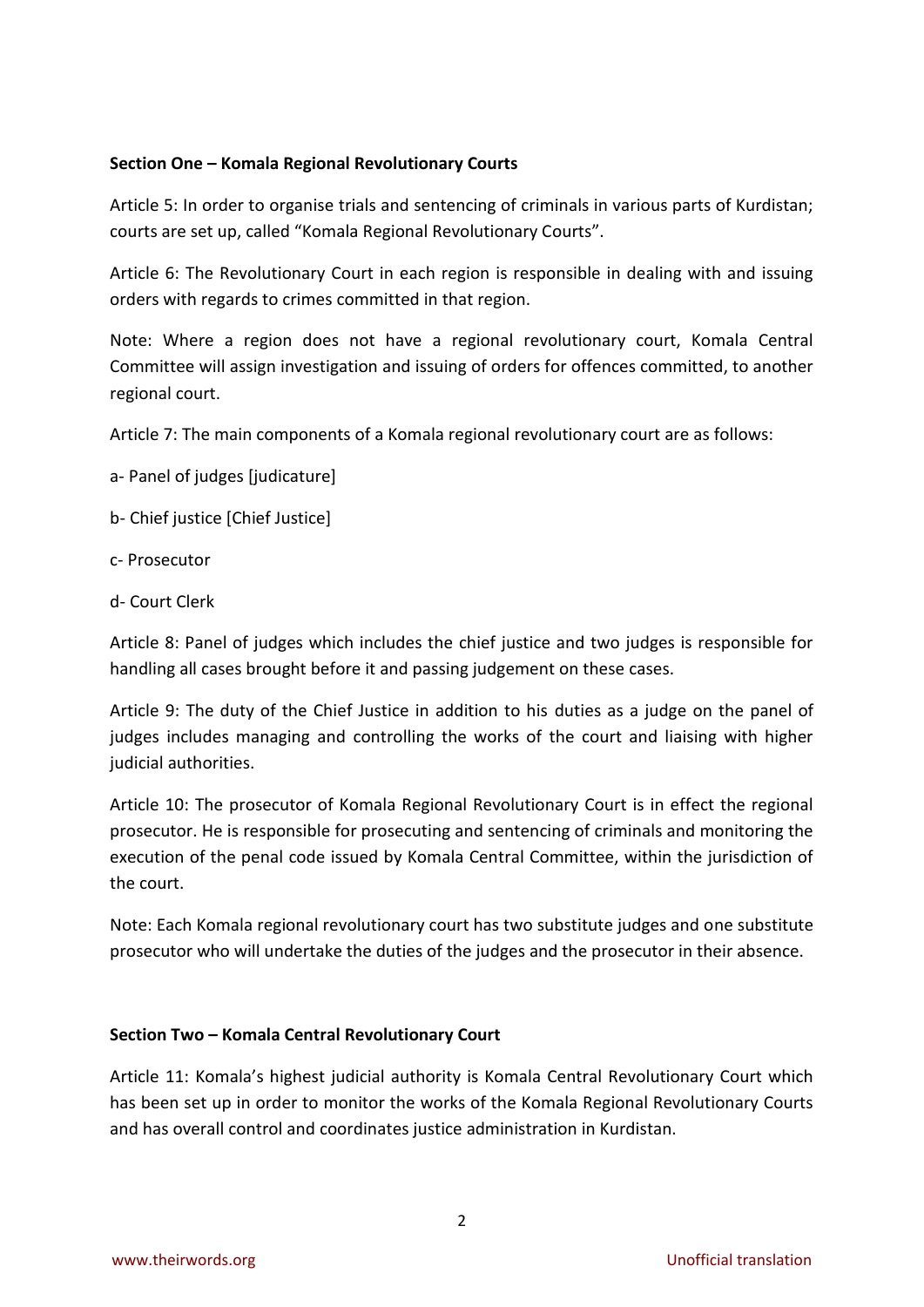### Section One – Komala Regional Revolutionary Courts

Article 5: In order to organise trials and sentencing of criminals in various parts of Kurdistan; courts are set up, called "Komala Regional Revolutionary Courts".

Article 6: The Revolutionary Court in each region is responsible in dealing with and issuing orders with regards to crimes committed in that region.

Note: Where a region does not have a regional revolutionary court, Komala Central Committee will assign investigation and issuing of orders for offences committed, to another regional court.

Article 7: The main components of a Komala regional revolutionary court are as follows:

a- Panel of judges [judicature]

b- Chief justice [Chief Justice]

c- Prosecutor

d- Court Clerk

Article 8: Panel of judges which includes the chief justice and two judges is responsible for handling all cases brought before it and passing judgement on these cases.

Article 9: The duty of the Chief Justice in addition to his duties as a judge on the panel of judges includes managing and controlling the works of the court and liaising with higher judicial authorities.

Article 10: The prosecutor of Komala Regional Revolutionary Court is in effect the regional prosecutor. He is responsible for prosecuting and sentencing of criminals and monitoring the execution of the penal code issued by Komala Central Committee, within the jurisdiction of the court.

Note: Each Komala regional revolutionary court has two substitute judges and one substitute prosecutor who will undertake the duties of the judges and the prosecutor in their absence.

### Section Two – Komala Central Revolutionary Court

Article 11: Komala's highest judicial authority is Komala Central Revolutionary Court which has been set up in order to monitor the works of the Komala Regional Revolutionary Courts and has overall control and coordinates justice administration in Kurdistan.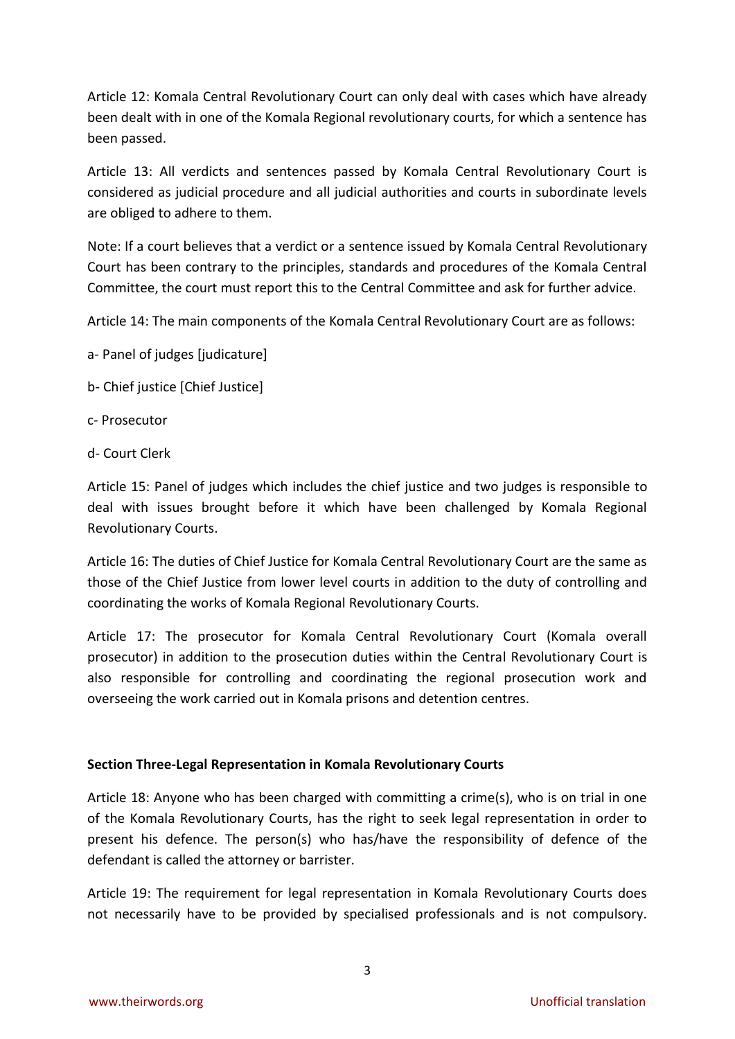Article 12: Komala Central Revolutionary Court can only deal with cases which have already been dealt with in one of the Komala Regional revolutionary courts, for which a sentence has been passed.

Article 13: All verdicts and sentences passed by Komala Central Revolutionary Court is considered as judicial procedure and all judicial authorities and courts in subordinate levels are obliged to adhere to them.

Note: If a court believes that a verdict or a sentence issued by Komala Central Revolutionary Court has been contrary to the principles, standards and procedures of the Komala Central Committee, the court must report this to the Central Committee and ask for further advice.

Article 14: The main components of the Komala Central Revolutionary Court are as follows:

a- Panel of judges [judicature]

b- Chief justice [Chief Justice]

c- Prosecutor

d- Court Clerk

Article 15: Panel of judges which includes the chief justice and two judges is responsible to deal with issues brought before it which have been challenged by Komala Regional Revolutionary Courts.

Article 16: The duties of Chief Justice for Komala Central Revolutionary Court are the same as those of the Chief Justice from lower level courts in addition to the duty of controlling and coordinating the works of Komala Regional Revolutionary Courts.

Article 17: The prosecutor for Komala Central Revolutionary Court (Komala overall prosecutor) in addition to the prosecution duties within the Central Revolutionary Court is also responsible for controlling and coordinating the regional prosecution work and overseeing the work carried out in Komala prisons and detention centres.

**Section Three-Legal Representation in Komala Revolutionary Courts**

Article 18: Anyone who has been charged with committing a crime(s), who is on trial in one of the Komala Revolutionary Courts, has the right to seek legal representation in order to present his defence. The person(s) who has/have the responsibility of defence of the defendant is called the attorney or barrister.

Article 19: The requirement for legal representation in Komala Revolutionary Courts does not necessarily have to be provided by specialised professionals and is not compulsory.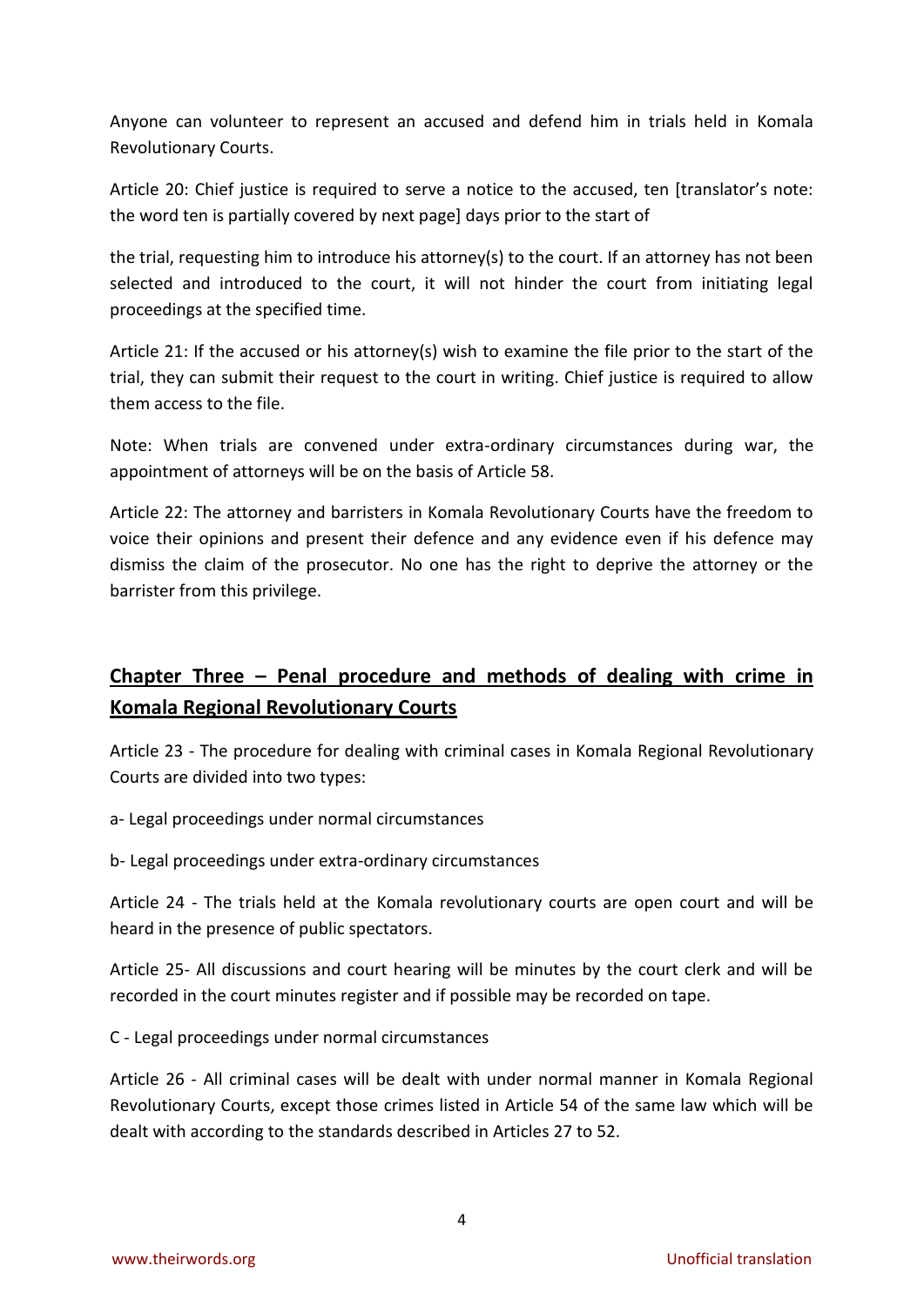Anyone can volunteer to represent an accused and defend him in trials held in Komala Revolutionary Courts.

Article 20: Chief justice is required to serve a notice to the accused, ten [translator's note: the word ten is partially covered by next page] days prior to the start of

the trial, requesting him to introduce his attorney(s) to the court. If an attorney has not been selected and introduced to the court, it will not hinder the court from initiating legal proceedings at the specified time.

Article 21: If the accused or his attorney(s) wish to examine the file prior to the start of the trial, they can submit their request to the court in writing. Chief justice is required to allow them access to the file.

Note: When trials are convened under extra-ordinary circumstances during war, the appointment of attorneys will be on the basis of Article 58.

Article 22: The attorney and barristers in Komala Revolutionary Courts have the freedom to voice their opinions and present their defence and any evidence even if his defence may dismiss the claim of the prosecutor. No one has the right to deprive the attorney or the barrister from this privilege.

## Chapter Three – Penal procedure and methods of dealing with crime in Komala Regional Revolutionary Courts

Article 23 - The procedure for dealing with criminal cases in Komala Regional Revolutionary Courts are divided into two types:

a- Legal proceedings under normal circumstances

b- Legal proceedings under extra-ordinary circumstances

Article 24 - The trials held at the Komala revolutionary courts are open court and will be heard in the presence of public spectators.

Article 25- All discussions and court hearing will be minutes by the court clerk and will be recorded in the court minutes register and if possible may be recorded on tape.

C - Legal proceedings under normal circumstances

Article 26 - All criminal cases will be dealt with under normal manner in Komala Regional Revolutionary Courts, except those crimes listed in Article 54 of the same law which will be dealt with according to the standards described in Articles 27 to 52.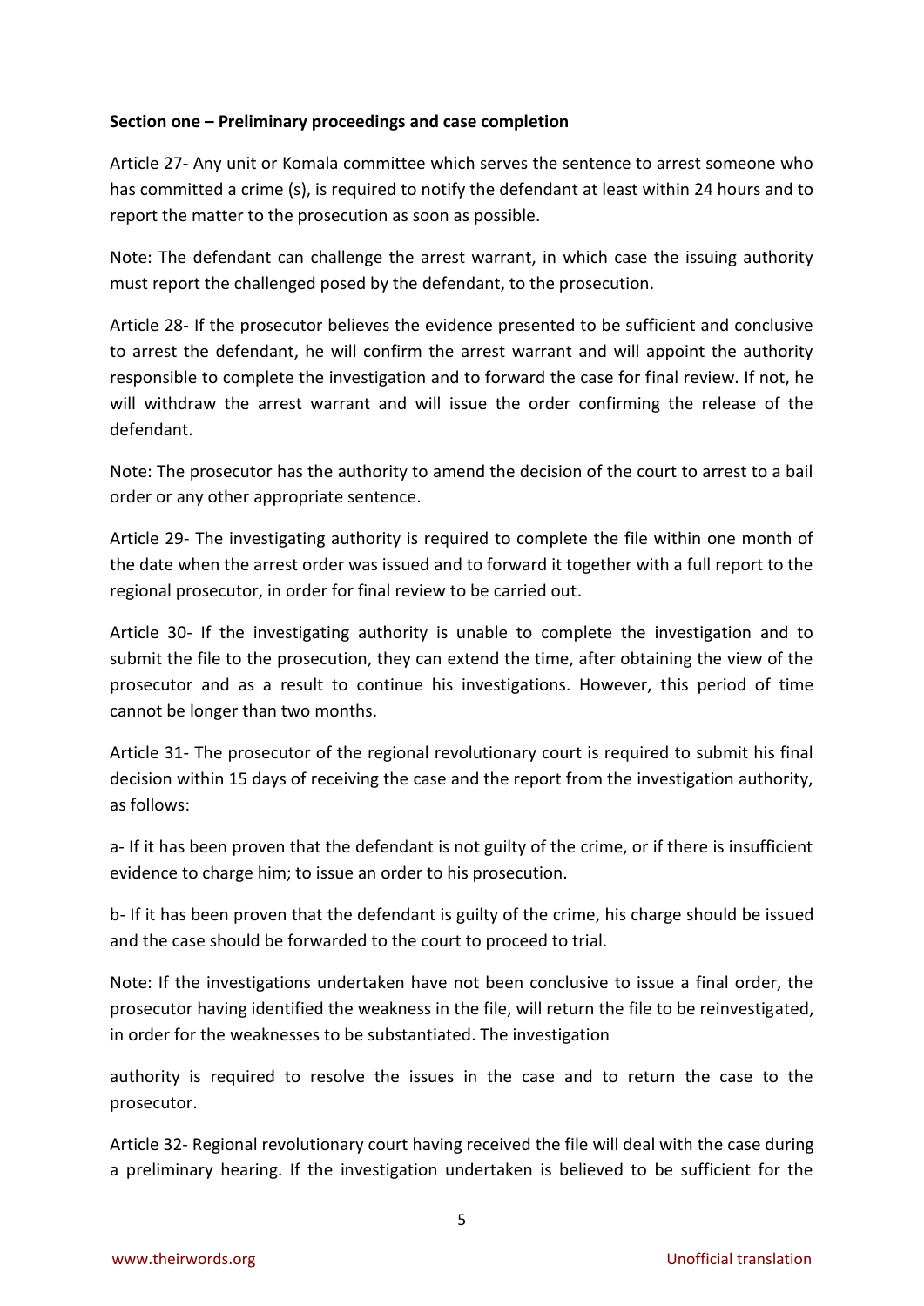**Section one – Preliminary proceedings and case completion**

Article 27- Any unit or Komala committee which serves the sentence to arrest someone who has committed a crime (s), is required to notify the defendant at least within 24 hours and to report the matter to the prosecution as soon as possible.

Note: The defendant can challenge the arrest warrant, in which case the issuing authority must report the challenged posed by the defendant, to the prosecution.

Article 28- If the prosecutor believes the evidence presented to be sufficient and conclusive to arrest the defendant, he will confirm the arrest warrant and will appoint the authority responsible to complete the investigation and to forward the case for final review. If not, he will withdraw the arrest warrant and will issue the order confirming the release of the defendant.

Note: The prosecutor has the authority to amend the decision of the court to arrest to a bail order or any other appropriate sentence.

Article 29- The investigating authority is required to complete the file within one month of the date when the arrest order was issued and to forward it together with a full report to the regional prosecutor, in order for final review to be carried out.

Article 30- If the investigating authority is unable to complete the investigation and to submit the file to the prosecution, they can extend the time, after obtaining the view of the prosecutor and as a result to continue his investigations. However, this period of time cannot be longer than two months.

Article 31- The prosecutor of the regional revolutionary court is required to submit his final decision within 15 days of receiving the case and the report from the investigation authority, as follows:

a- If it has been proven that the defendant is not guilty of the crime, or if there is insufficient evidence to charge him; to issue an order to his prosecution.

b- If it has been proven that the defendant is guilty of the crime, his charge should be issued and the case should be forwarded to the court to proceed to trial.

Note: If the investigations undertaken have not been conclusive to issue a final order, the prosecutor having identified the weakness in the file, will return the file to be reinvestigated, in order for the weaknesses to be substantiated. The investigation authority is required to resolve the issues in the case and to return the case to the prosecutor.

Article 32- Regional revolutionary court having received the file will deal with the case during a preliminary hearing. If the investigation undertaken is believed to be sufficient for the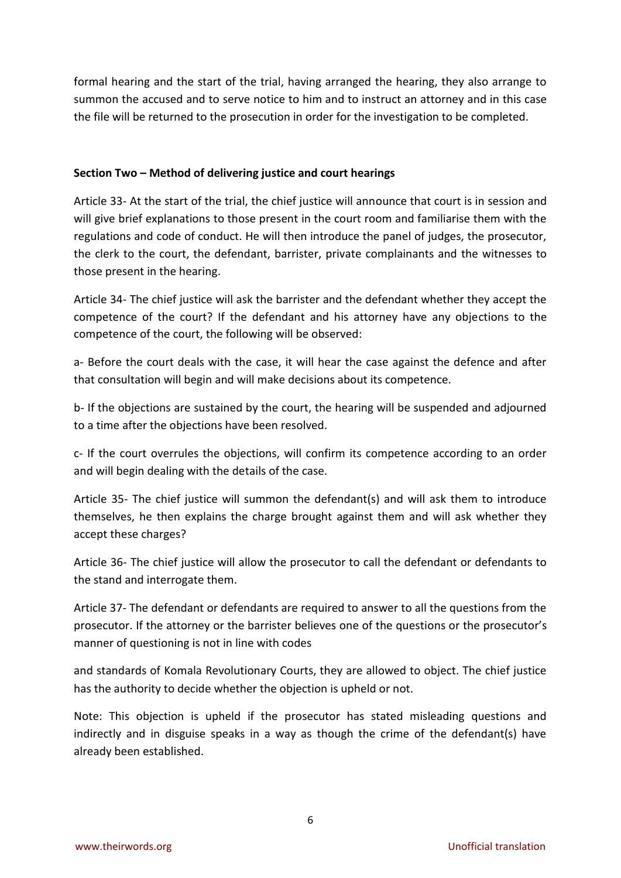formal hearing and the start of the trial, having arranged the hearing, they also arrange to summon the accused and to serve notice to him and to instruct an attorney and in this case the file will be returned to the prosecution in order for the investigation to be completed.

**Section Two – Method of delivering justice and court hearings**

Article 33- At the start of the trial, the chief justice will announce that court is in session and will give brief explanations to those present in the court room and familiarise them with the regulations and code of conduct. He will then introduce the panel of judges, the prosecutor, the clerk to the court, the defendant, barrister, private complainants and the witnesses to those present in the hearing.

Article 34- The chief justice will ask the barrister and the defendant whether they accept the competence of the court? If the defendant and his attorney have any objections to the competence of the court, the following will be observed:

a- Before the court deals with the case, it will hear the case against the defence and after that consultation will begin and will make decisions about its competence.

b- If the objections are sustained by the court, the hearing will be suspended and adjourned to a time after the objections have been resolved.

c- If the court overrules the objections, will confirm its competence according to an order and will begin dealing with the details of the case.

Article 35- The chief justice will summon the defendant(s) and will ask them to introduce themselves, he then explains the charge brought against them and will ask whether they accept these charges?

Article 36- The chief justice will allow the prosecutor to call the defendant or defendants to the stand and interrogate them.

Article 37- The defendant or defendants are required to answer to all the questions from the prosecutor. If the attorney or the barrister believes one of the questions or the prosecutor's manner of questioning is not in line with codes

and standards of Komala Revolutionary Courts, they are allowed to object. The chief justice has the authority to decide whether the objection is upheld or not.

Note: This objection is upheld if the prosecutor has stated misleading questions and indirectly and in disguise speaks in a way as though the crime of the defendant(s) have already been established.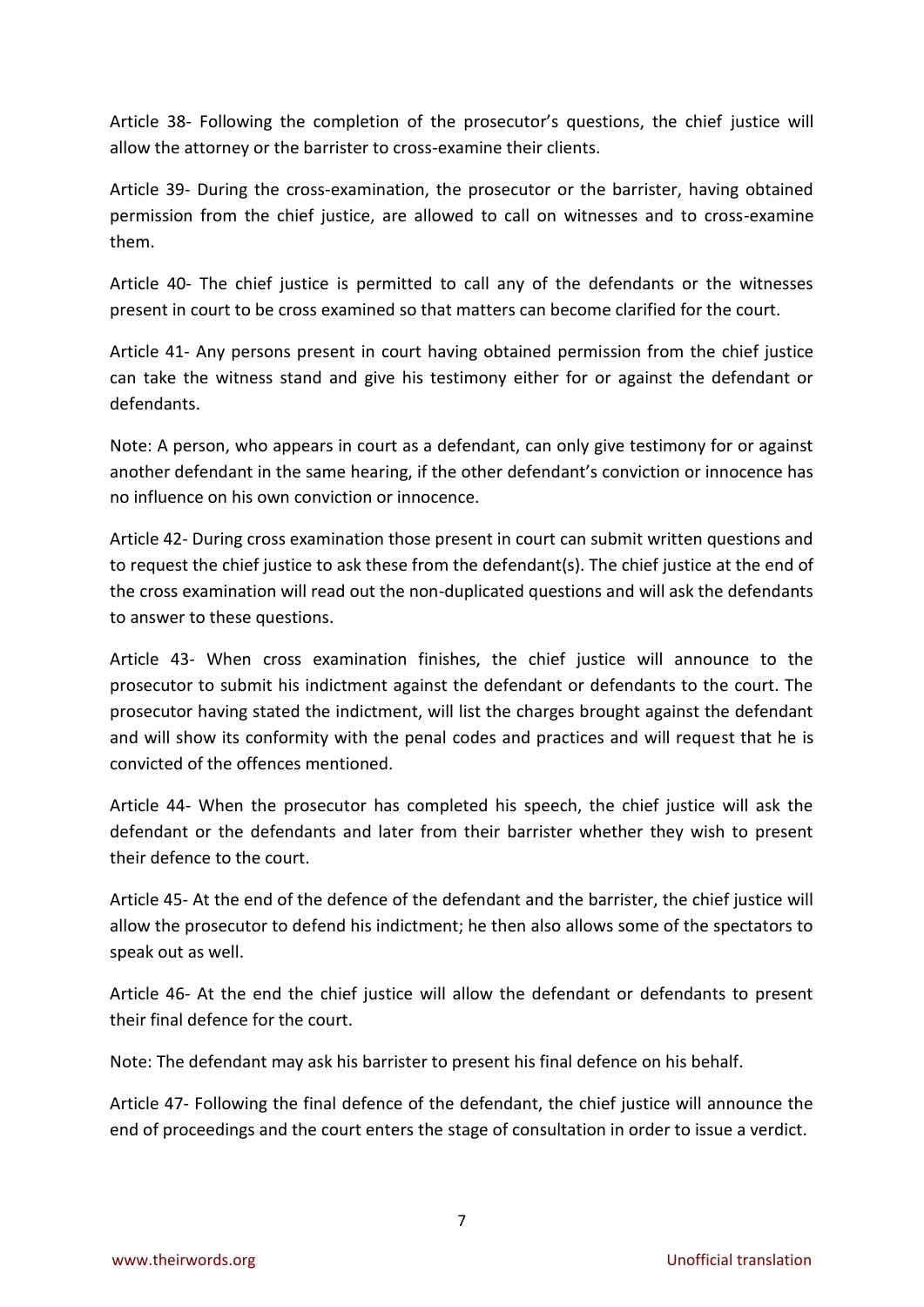Article 38- Following the completion of the prosecutor's questions, the chief justice will allow the attorney or the barrister to cross-examine their clients.

Article 39- During the cross-examination, the prosecutor or the barrister, having obtained permission from the chief justice, are allowed to call on witnesses and to cross-examine them.

Article 40- The chief justice is permitted to call any of the defendants or the witnesses present in court to be cross examined so that matters can become clarified for the court.

Article 41- Any persons present in court having obtained permission from the chief justice can take the witness stand and give his testimony either for or against the defendant or defendants.

Note: A person, who appears in court as a defendant, can only give testimony for or against another defendant in the same hearing, if the other defendant's conviction or innocence has no influence on his own conviction or innocence.

Article 42- During cross examination those present in court can submit written questions and to request the chief justice to ask these from the defendant(s). The chief justice at the end of the cross examination will read out the non-duplicated questions and will ask the defendants to answer to these questions.

Article 43- When cross examination finishes, the chief justice will announce to the prosecutor to submit his indictment against the defendant or defendants to the court. The prosecutor having stated the indictment, will list the charges brought against the defendant and will show its conformity with the penal codes and practices and will request that he is convicted of the offences mentioned.

Article 44- When the prosecutor has completed his speech, the chief justice will ask the defendant or the defendants and later from their barrister whether they wish to present their defence to the court.

Article 45- At the end of the defence of the defendant and the barrister, the chief justice will allow the prosecutor to defend his indictment; he then also allows some of the spectators to speak out as well.

Article 46- At the end the chief justice will allow the defendant or defendants to present their final defence for the court.

Note: The defendant may ask his barrister to present his final defence on his behalf.

Article 47- Following the final defence of the defendant, the chief justice will announce the end of proceedings and the court enters the stage of consultation in order to issue a verdict.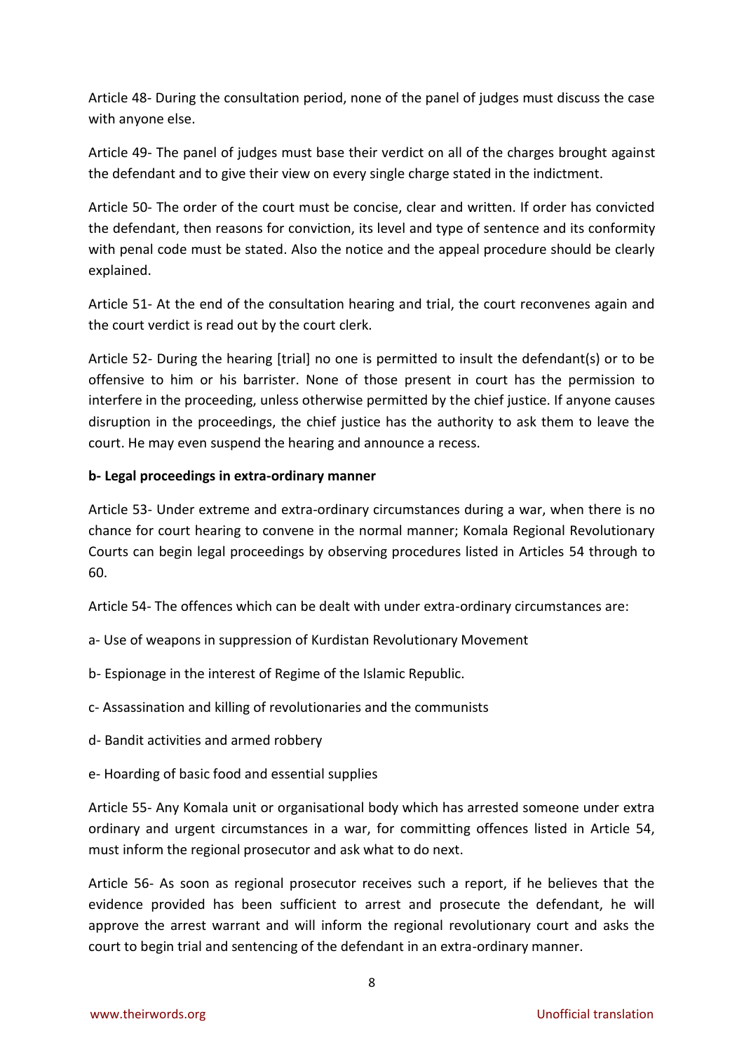Article 48- During the consultation period, none of the panel of judges must discuss the case with anyone else.

Article 49- The panel of judges must base their verdict on all of the charges brought against the defendant and to give their view on every single charge stated in the indictment.

Article 50- The order of the court must be concise, clear and written. If order has convicted the defendant, then reasons for conviction, its level and type of sentence and its conformity with penal code must be stated. Also the notice and the appeal procedure should be clearly explained.

Article 51- At the end of the consultation hearing and trial, the court reconvenes again and the court verdict is read out by the court clerk.

Article 52- During the hearing [trial] no one is permitted to insult the defendant(s) or to be offensive to him or his barrister. None of those present in court has the permission to interfere in the proceeding, unless otherwise permitted by the chief justice. If anyone causes disruption in the proceedings, the chief justice has the authority to ask them to leave the court. He may even suspend the hearing and announce a recess.

**b- Legal proceedings in extra-ordinary manner**

Article 53- Under extreme and extra-ordinary circumstances during a war, when there is no chance for court hearing to convene in the normal manner; Komala Regional Revolutionary Courts can begin legal proceedings by observing procedures listed in Articles 54 through to 60.

Article 54- The offences which can be dealt with under extra-ordinary circumstances are:

a- Use of weapons in suppression of Kurdistan Revolutionary Movement

b- Espionage in the interest of Regime of the Islamic Republic.

c- Assassination and killing of revolutionaries and the communists

d- Bandit activities and armed robbery

e- Hoarding of basic food and essential supplies

Article 55- Any Komala unit or organisational body which has arrested someone under extra ordinary and urgent circumstances in a war, for committing offences listed in Article 54, must inform the regional prosecutor and ask what to do next.

Article 56- As soon as regional prosecutor receives such a report, if he believes that the evidence provided has been sufficient to arrest and prosecute the defendant, he will approve the arrest warrant and will inform the regional revolutionary court and asks the court to begin trial and sentencing of the defendant in an extra-ordinary manner.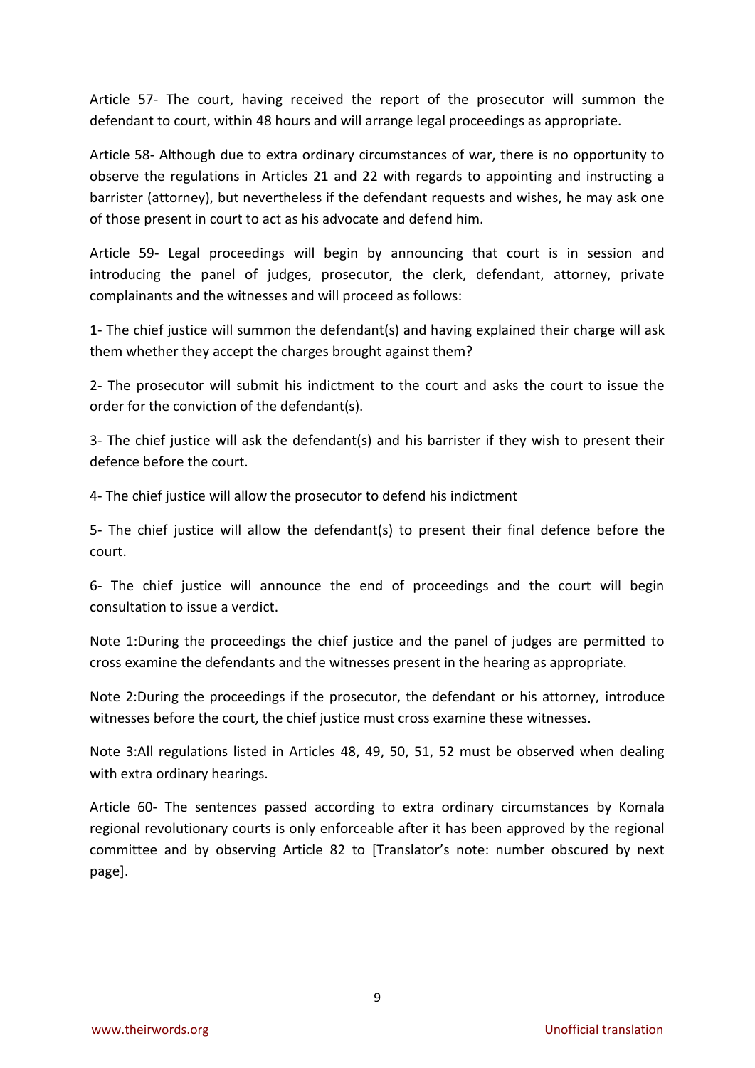Article 57- The court, having received the report of the prosecutor will summon the defendant to court, within 48 hours and will arrange legal proceedings as appropriate.

Article 58- Although due to extra ordinary circumstances of war, there is no opportunity to observe the regulations in Articles 21 and 22 with regards to appointing and instructing a barrister (attorney), but nevertheless if the defendant requests and wishes, he may ask one of those present in court to act as his advocate and defend him.

Article 59- Legal proceedings will begin by announcing that court is in session and introducing the panel of judges, prosecutor, the clerk, defendant, attorney, private complainants and the witnesses and will proceed as follows:

1- The chief justice will summon the defendant(s) and having explained their charge will ask them whether they accept the charges brought against them?

2- The prosecutor will submit his indictment to the court and asks the court to issue the order for the conviction of the defendant(s).

3- The chief justice will ask the defendant(s) and his barrister if they wish to present their defence before the court.

4- The chief justice will allow the prosecutor to defend his indictment

5- The chief justice will allow the defendant(s) to present their final defence before the court.

6- The chief justice will announce the end of proceedings and the court will begin consultation to issue a verdict.

Note 1:During the proceedings the chief justice and the panel of judges are permitted to cross examine the defendants and the witnesses present in the hearing as appropriate.

Note 2:During the proceedings if the prosecutor, the defendant or his attorney, introduce witnesses before the court, the chief justice must cross examine these witnesses.

Note 3:All regulations listed in Articles 48, 49, 50, 51, 52 must be observed when dealing with extra ordinary hearings.

Article 60- The sentences passed according to extra ordinary circumstances by Komala regional revolutionary courts is only enforceable after it has been approved by the regional committee and by observing Article 82 to [Translator's note: number obscured by next page].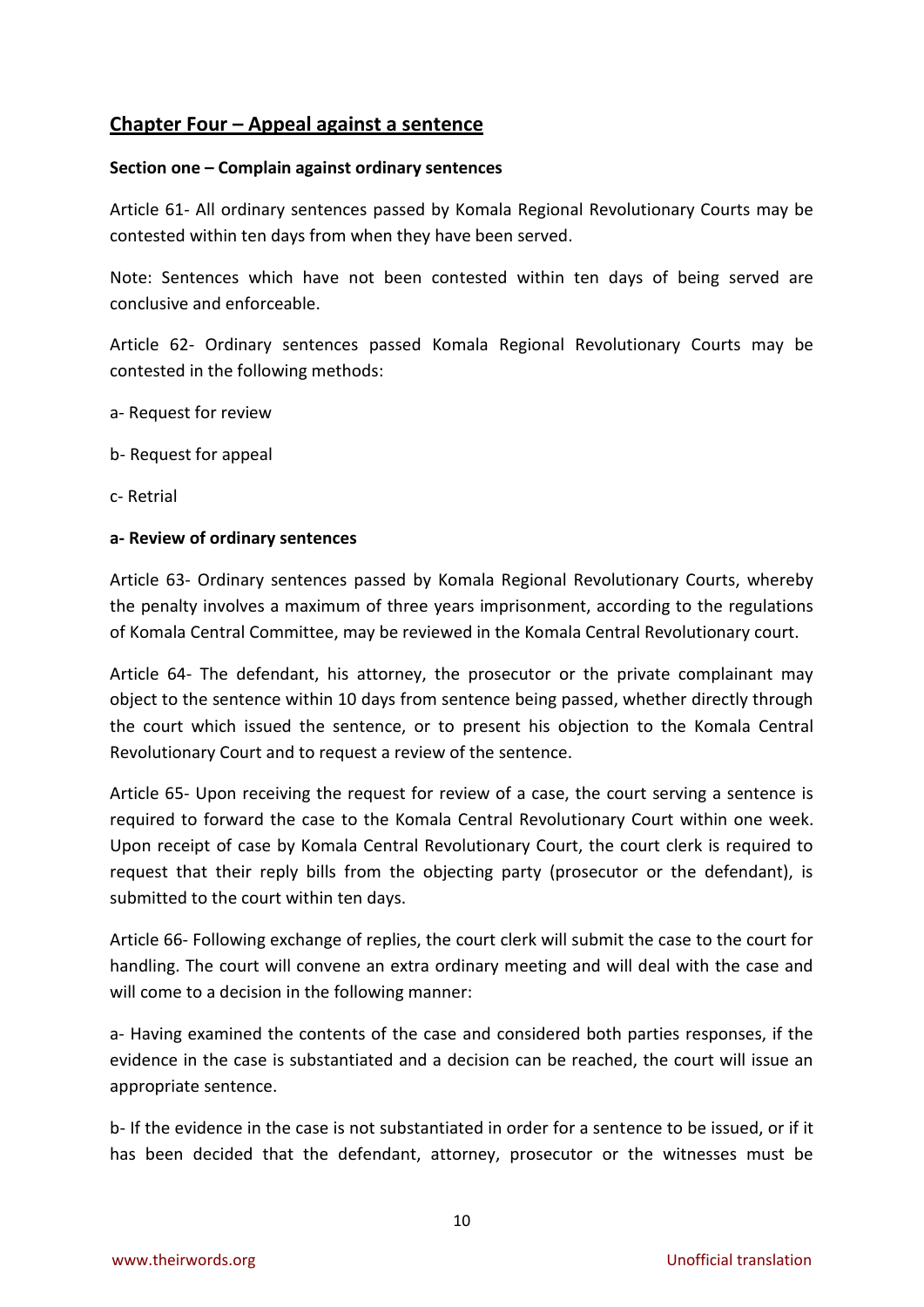## Chapter Four – Appeal against a sentence

**Section one – Complain against ordinary sentences**

Article 61- All ordinary sentences passed by Komala Regional Revolutionary Courts may be contested within ten days from when they have been served.

Note: Sentences which have not been contested within ten days of being served are conclusive and enforceable.

Article 62- Ordinary sentences passed Komala Regional Revolutionary Courts may be contested in the following methods:

a- Request for review

b- Request for appeal

c- Retrial

**a- Review of ordinary sentences**

Article 63- Ordinary sentences passed by Komala Regional Revolutionary Courts, whereby the penalty involves a maximum of three years imprisonment, according to the regulations of Komala Central Committee, may be reviewed in the Komala Central Revolutionary court.

Article 64- The defendant, his attorney, the prosecutor or the private complainant may object to the sentence within 10 days from sentence being passed, whether directly through the court which issued the sentence, or to present his objection to the Komala Central Revolutionary Court and to request a review of the sentence.

Article 65- Upon receiving the request for review of a case, the court serving a sentence is required to forward the case to the Komala Central Revolutionary Court within one week. Upon receipt of case by Komala Central Revolutionary Court, the court clerk is required to request that their reply bills from the objecting party (prosecutor or the defendant), is submitted to the court within ten days.

Article 66- Following exchange of replies, the court clerk will submit the case to the court for handling. The court will convene an extra ordinary meeting and will deal with the case and will come to a decision in the following manner:

a- Having examined the contents of the case and considered both parties responses, if the evidence in the case is substantiated and a decision can be reached, the court will issue an appropriate sentence.

b- If the evidence in the case is not substantiated in order for a sentence to be issued, or if it has been decided that the defendant, attorney, prosecutor or the witnesses must be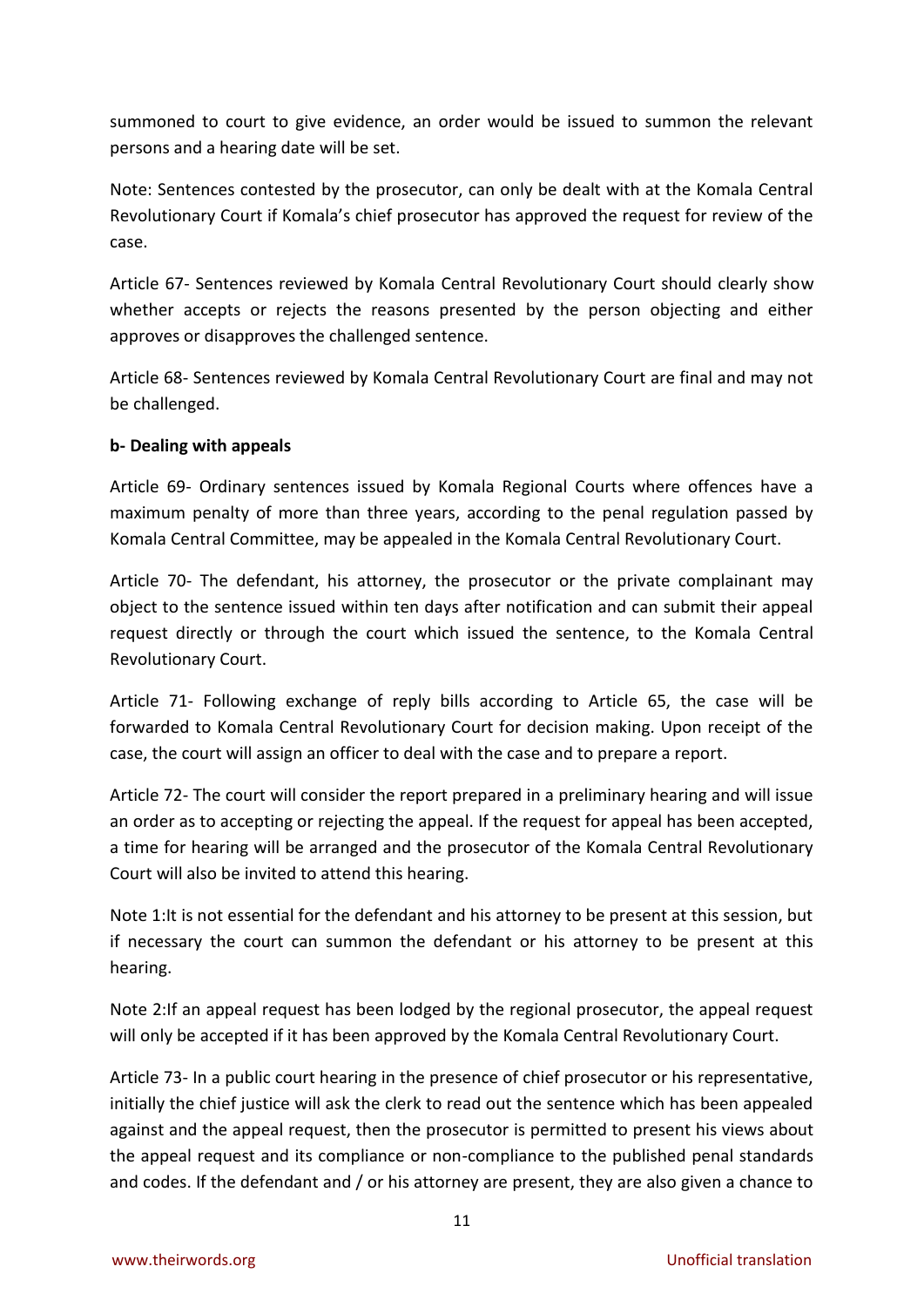summoned to court to give evidence, an order would be issued to summon the relevant persons and a hearing date will be set.

Note: Sentences contested by the prosecutor, can only be dealt with at the Komala Central Revolutionary Court if Komala's chief prosecutor has approved the request for review of the case.

Article 67- Sentences reviewed by Komala Central Revolutionary Court should clearly show whether accepts or rejects the reasons presented by the person objecting and either approves or disapproves the challenged sentence.

Article 68- Sentences reviewed by Komala Central Revolutionary Court are final and may not be challenged.

**b- Dealing with appeals**

Article 69- Ordinary sentences issued by Komala Regional Courts where offences have a maximum penalty of more than three years, according to the penal regulation passed by Komala Central Committee, may be appealed in the Komala Central Revolutionary Court.

Article 70- The defendant, his attorney, the prosecutor or the private complainant may object to the sentence issued within ten days after notification and can submit their appeal request directly or through the court which issued the sentence, to the Komala Central Revolutionary Court.

Article 71- Following exchange of reply bills according to Article 65, the case will be forwarded to Komala Central Revolutionary Court for decision making. Upon receipt of the case, the court will assign an officer to deal with the case and to prepare a report.

Article 72- The court will consider the report prepared in a preliminary hearing and will issue an order as to accepting or rejecting the appeal. If the request for appeal has been accepted, a time for hearing will be arranged and the prosecutor of the Komala Central Revolutionary Court will also be invited to attend this hearing.

Note 1:It is not essential for the defendant and his attorney to be present at this session, but if necessary the court can summon the defendant or his attorney to be present at this hearing.

Note 2:If an appeal request has been lodged by the regional prosecutor, the appeal request will only be accepted if it has been approved by the Komala Central Revolutionary Court.

Article 73- In a public court hearing in the presence of chief prosecutor or his representative, initially the chief justice will ask the clerk to read out the sentence which has been appealed against and the appeal request, then the prosecutor is permitted to present his views about the appeal request and its compliance or non-compliance to the published penal standards and codes. If the defendant and / or his attorney are present, they are also given a chance to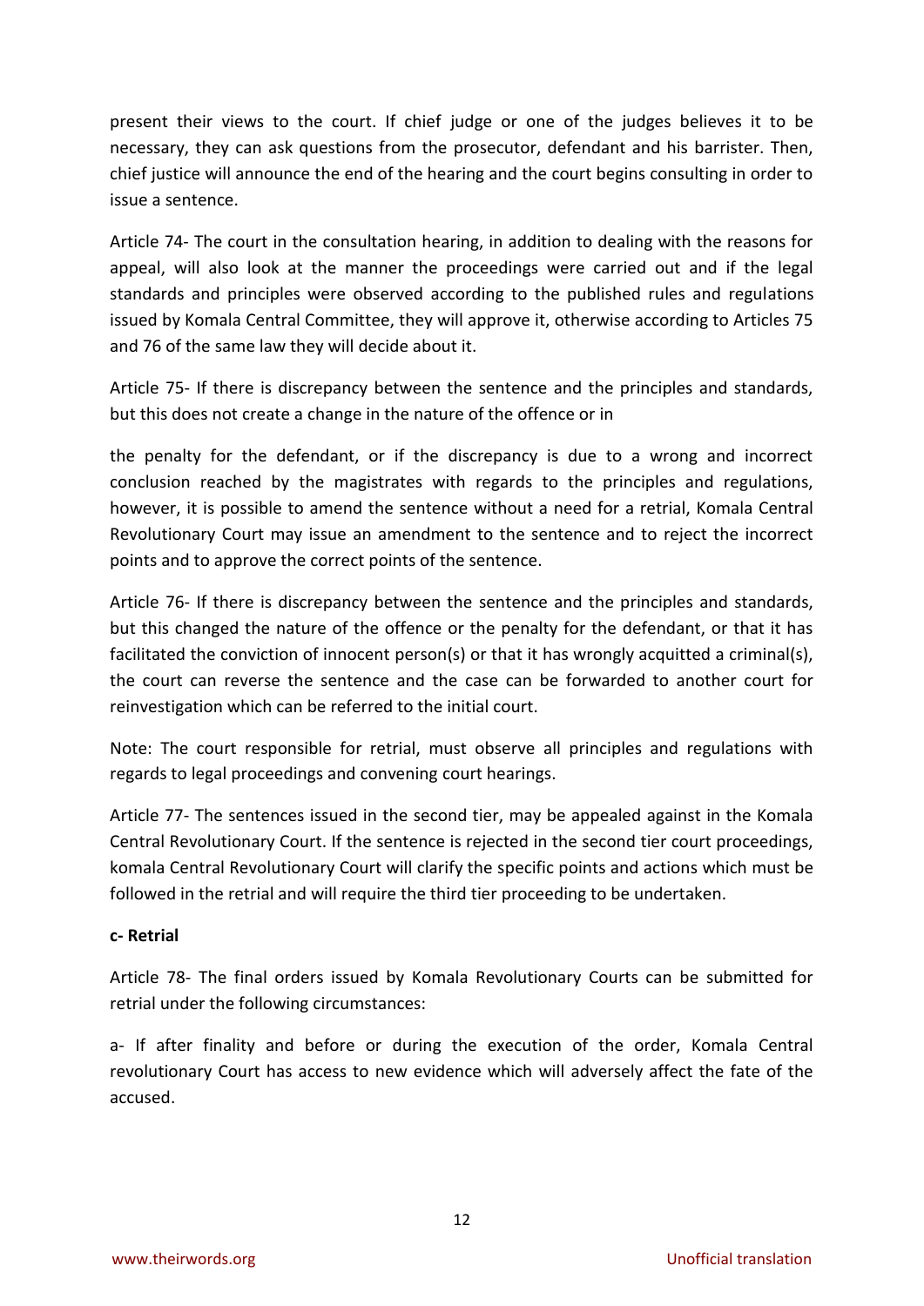present their views to the court. If chief judge or one of the judges believes it to be necessary, they can ask questions from the prosecutor, defendant and his barrister. Then, chief justice will announce the end of the hearing and the court begins consulting in order to issue a sentence.

Article 74- The court in the consultation hearing, in addition to dealing with the reasons for appeal, will also look at the manner the proceedings were carried out and if the legal standards and principles were observed according to the published rules and regulations issued by Komala Central Committee, they will approve it, otherwise according to Articles 75 and 76 of the same law they will decide about it.

Article 75- If there is discrepancy between the sentence and the principles and standards, but this does not create a change in the nature of the offence or in the penalty for the defendant, or if the discrepancy is due to a wrong and incorrect conclusion reached by the magistrates with regards to the principles and regulations, however, it is possible to amend the sentence without a need for a retrial, Komala Central Revolutionary Court may issue an amendment to the sentence and to reject the incorrect points and to approve the correct points of the sentence.

Article 76- If there is discrepancy between the sentence and the principles and standards, but this changed the nature of the offence or the penalty for the defendant, or that it has facilitated the conviction of innocent person(s) or that it has wrongly acquitted a criminal(s), the court can reverse the sentence and the case can be forwarded to another court for reinvestigation which can be referred to the initial court.

Note: The court responsible for retrial, must observe all principles and regulations with regards to legal proceedings and convening court hearings.

Article 77- The sentences issued in the second tier, may be appealed against in the Komala Central Revolutionary Court. If the sentence is rejected in the second tier court proceedings, komala Central Revolutionary Court will clarify the specific points and actions which must be followed in the retrial and will require the third tier proceeding to be undertaken.

**c- Retrial**

Article 78- The final orders issued by Komala Revolutionary Courts can be submitted for retrial under the following circumstances:

a- If after finality and before or during the execution of the order, Komala Central revolutionary Court has access to new evidence which will adversely affect the fate of the accused.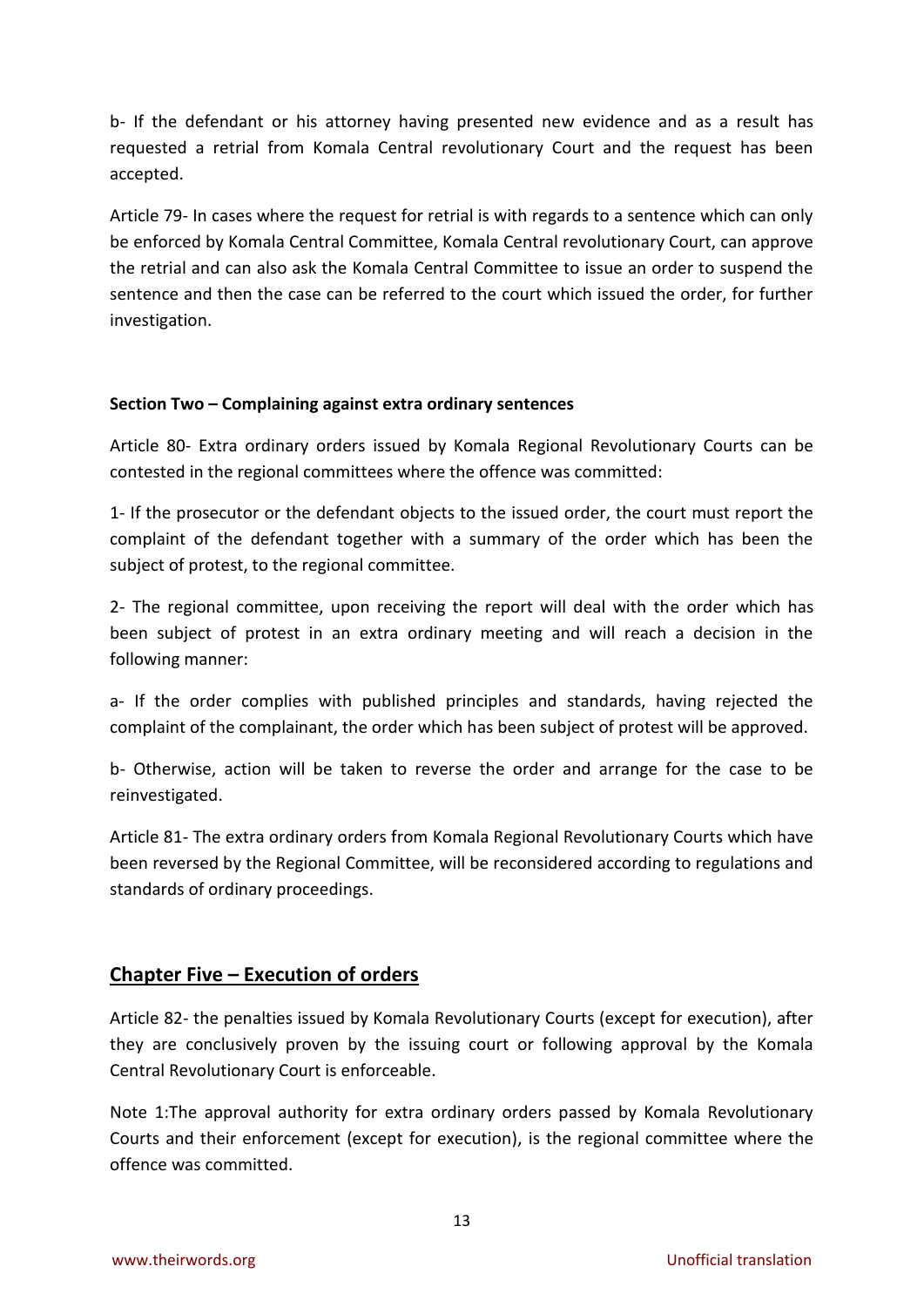b- If the defendant or his attorney having presented new evidence and as a result has requested a retrial from Komala Central revolutionary Court and the request has been accepted.

Article 79- In cases where the request for retrial is with regards to a sentence which can only be enforced by Komala Central Committee, Komala Central revolutionary Court, can approve the retrial and can also ask the Komala Central Committee to issue an order to suspend the sentence and then the case can be referred to the court which issued the order, for further investigation.

**Section Two – Complaining against extra ordinary sentences**

Article 80- Extra ordinary orders issued by Komala Regional Revolutionary Courts can be contested in the regional committees where the offence was committed:

1- If the prosecutor or the defendant objects to the issued order, the court must report the complaint of the defendant together with a summary of the order which has been the subject of protest, to the regional committee.

2- The regional committee, upon receiving the report will deal with the order which has been subject of protest in an extra ordinary meeting and will reach a decision in the following manner:

a- If the order complies with published principles and standards, having rejected the complaint of the complainant, the order which has been subject of protest will be approved.

b- Otherwise, action will be taken to reverse the order and arrange for the case to be reinvestigated.

Article 81- The extra ordinary orders from Komala Regional Revolutionary Courts which have been reversed by the Regional Committee, will be reconsidered according to regulations and standards of ordinary proceedings.

## Chapter Five – Execution of orders

Article 82- the penalties issued by Komala Revolutionary Courts (except for execution), after they are conclusively proven by the issuing court or following approval by the Komala Central Revolutionary Court is enforceable.

Note 1:The approval authority for extra ordinary orders passed by Komala Revolutionary Courts and their enforcement (except for execution), is the regional committee where the offence was committed.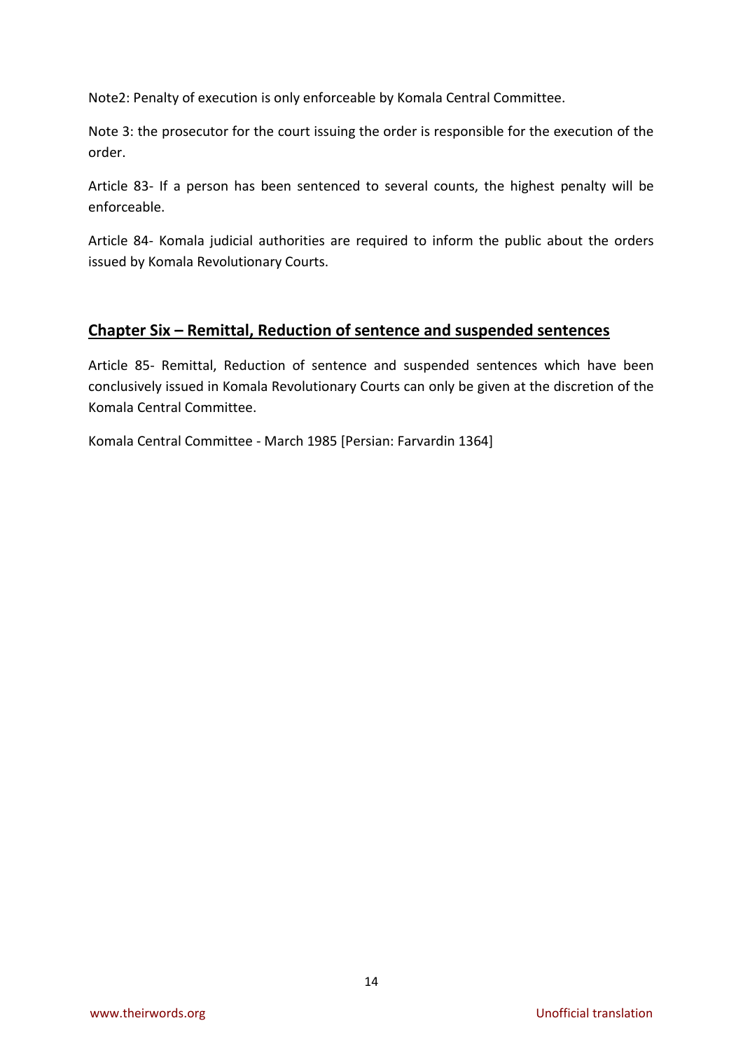Note2: Penalty of execution is only enforceable by Komala Central Committee.

Note 3: the prosecutor for the court issuing the order is responsible for the execution of the order.

Article 83- If a person has been sentenced to several counts, the highest penalty will be enforceable.

Article 84- Komala judicial authorities are required to inform the public about the orders issued by Komala Revolutionary Courts.

## Chapter Six – Remittal, Reduction of sentence and suspended sentences

Article 85- Remittal, Reduction of sentence and suspended sentences which have been conclusively issued in Komala Revolutionary Courts can only be given at the discretion of the Komala Central Committee.

Komala Central Committee - March 1985 [Persian: Farvardin 1364]